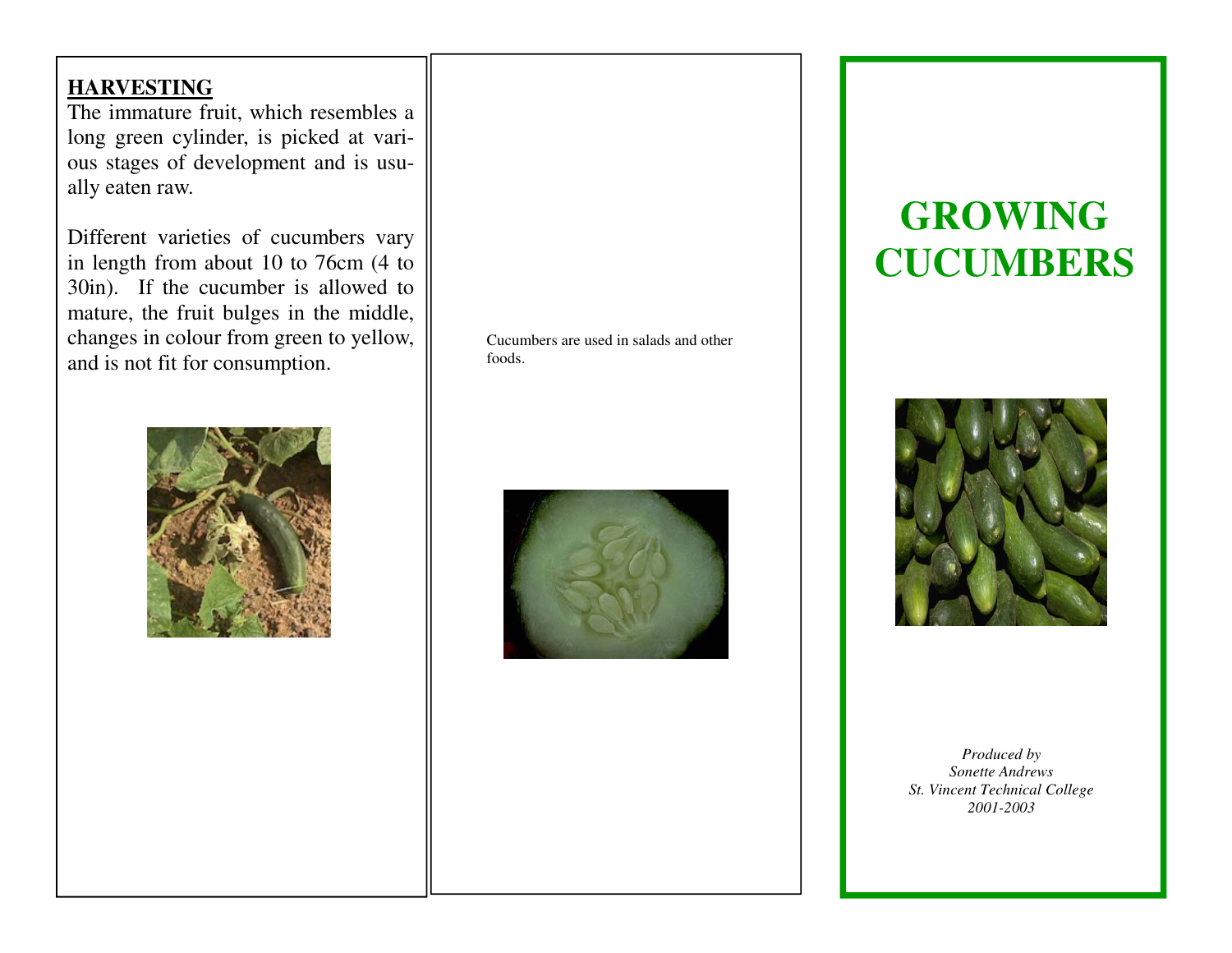## HARVESTING

The immature fruit, which resembles a long green cylinder, is picked at various stages of development and is usually eaten raw.

Different varieties of cucumbers vary in length from about 10 to 76cm (4 to 30in). If the cucumber is allowed to mature, the fruit bulges in the middle, changes in colour from green to yellow, and is not fit for consumption.

Cucumbers are used in salads and other foods.

# GROWING CUCUMBERS

*Produced by*
*Sonette Andrews*
*St. Vincent Technical College*
*2001-2003*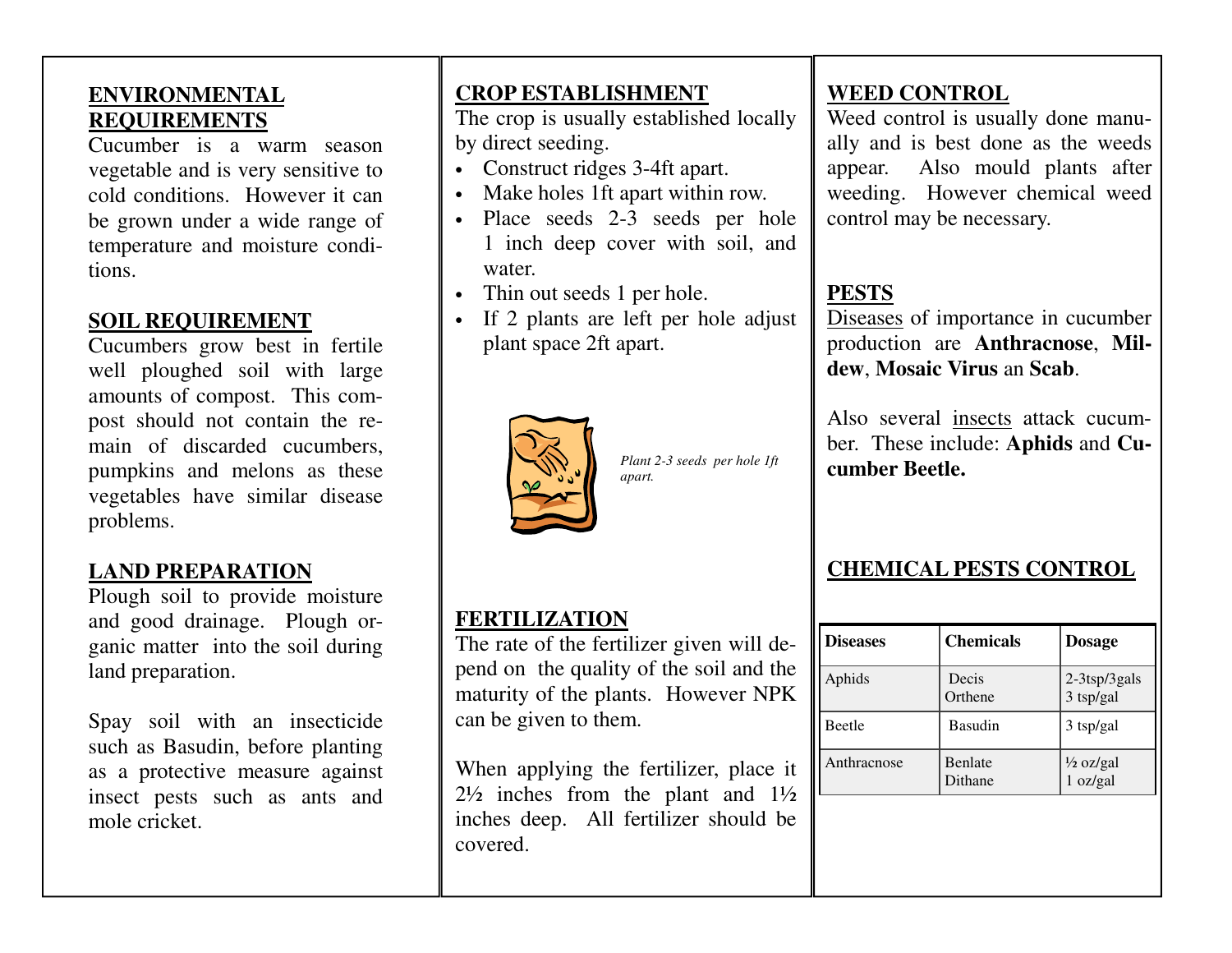## ENVIRONMENTAL REQUIREMENTS

Cucumber is a warm season vegetable and is very sensitive to cold conditions. However it can be grown under a wide range of temperature and moisture conditions.

## SOIL REQUIREMENT

Cucumbers grow best in fertile well ploughed soil with large amounts of compost. This compost should not contain the remain of discarded cucumbers, pumpkins and melons as these vegetables have similar disease problems.

## LAND PREPARATION

Plough soil to provide moisture and good drainage. Plough organic matter into the soil during land preparation.

Spay soil with an insecticide such as Basudin, before planting as a protective measure against insect pests such as ants and mole cricket.

## CROP ESTABLISHMENT

The crop is usually established locally by direct seeding.

- Construct ridges 3-4ft apart.
- Make holes 1ft apart within row.
- Place seeds 2-3 seeds per hole 1 inch deep cover with soil, and water.
- Thin out seeds 1 per hole.
- If 2 plants are left per hole adjust plant space 2ft apart.

*Plant 2-3 seeds per hole 1ft apart.*

## FERTILIZATION

The rate of the fertilizer given will depend on the quality of the soil and the maturity of the plants. However NPK can be given to them.

When applying the fertilizer, place it 2½ inches from the plant and 1½ inches deep. All fertilizer should be covered.

## WEED CONTROL

Weed control is usually done manually and is best done as the weeds appear. Also mould plants after weeding. However chemical weed control may be necessary.

## PESTS

Diseases of importance in cucumber production are **Anthracnose**, **Mildew**, **Mosaic Virus** an **Scab**.

Also several insects attack cucumber. These include: **Aphids** and **Cucumber Beetle.**

## CHEMICAL PESTS CONTROL

| Diseases | Chemicals | Dosage |
|---|---|---|
| Aphids | Decis<br>Orthene | 2-3tsp/3gals<br>3 tsp/gal |
| Beetle | Basudin | 3 tsp/gal |
| Anthracnose | Benlate<br>Dithane | ½ oz/gal<br>1 oz/gal |